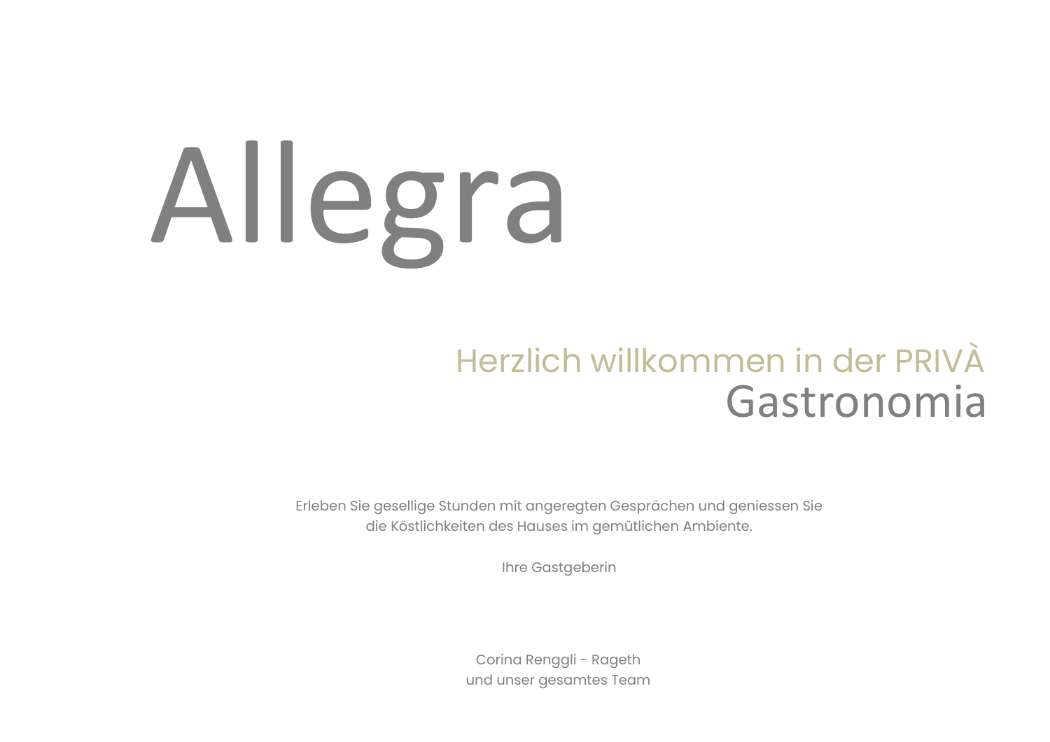# Allegra

## Herzlich willkommen in der PRIVÀ Gastronomia

Erleben Sie gesellige Stunden mit angeregten Gesprächen und geniessen Sie
die Köstlichkeiten des Hauses im gemütlichen Ambiente.

Ihre Gastgeberin

Corina Renggli - Rageth
und unser gesamtes Team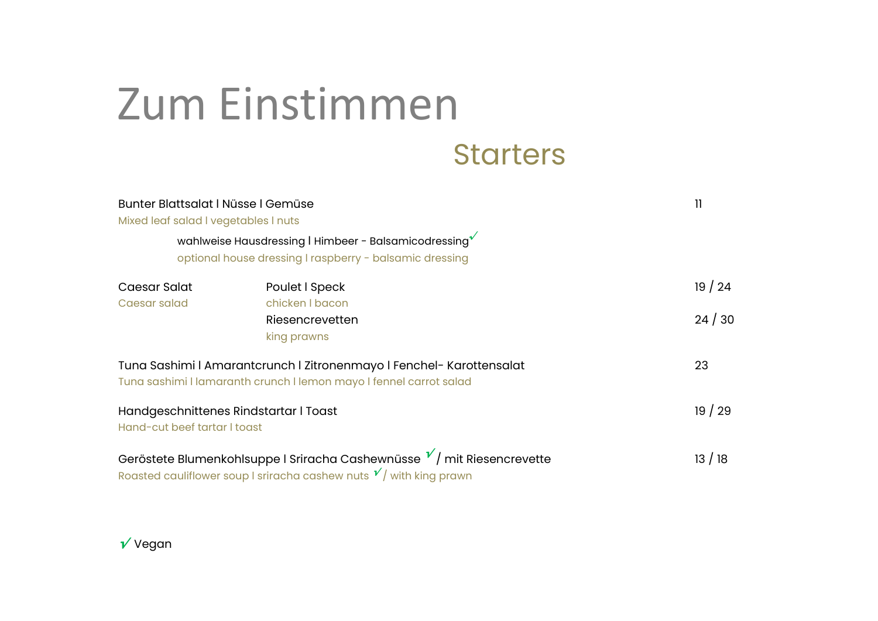# Zum Einstimmen

## Starters

**Bunter Blattsalat l Nüsse l Gemüse** — 11
Mixed leaf salad l vegetables l nuts

wahlweise Hausdressing l Himbeer - Balsamicodressing ✓
optional house dressing l raspberry - balsamic dressing

**Caesar Salat** / Caesar salad
- Poulet l Speck / chicken l bacon — 19 / 24
- Riesencrevetten / king prawns — 24 / 30

**Tuna Sashimi l Amarantcrunch l Zitronenmayo l Fenchel- Karottensalat** — 23
Tuna sashimi l lamaranth crunch l lemon mayo l fennel carrot salad

**Handgeschnittenes Rindstartar l Toast** — 19 / 29
Hand-cut beef tartar l toast

**Geröstete Blumenkohlsuppe l Sriracha Cashewnüsse ✓ / mit Riesencrevette** — 13 / 18
Roasted cauliflower soup l sriracha cashew nuts ✓ / with king prawn

✓ Vegan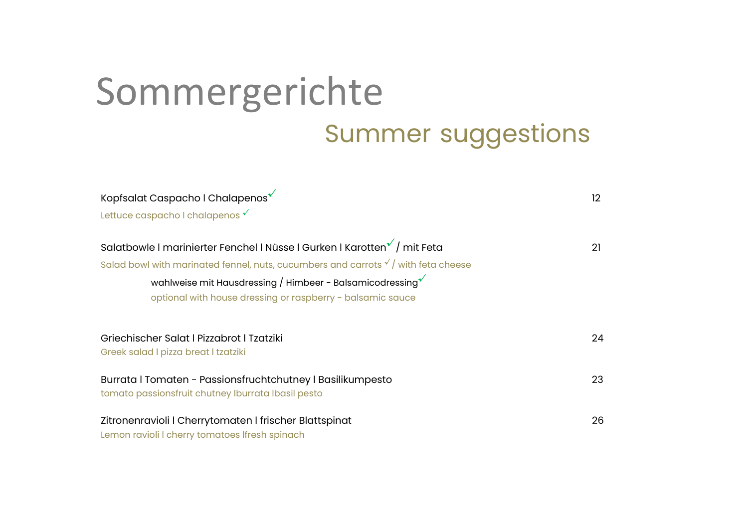# Sommergerichte

## Summer suggestions

Kopfsalat Caspacho l Chalapenos✓ — 12

Lettuce caspacho l chalapenos ✓

Salatbowle l marinierter Fenchel l Nüsse l Gurken l Karotten✓ / mit Feta — 21

Salad bowl with marinated fennel, nuts, cucumbers and carrots ✓ / with feta cheese

wahlweise mit Hausdressing / Himbeer - Balsamicodressing✓

optional with house dressing or raspberry - balsamic sauce

Griechischer Salat l Pizzabrot l Tzatziki — 24

Greek salad l pizza breat l tzatziki

Burrata l Tomaten - Passionsfruchtchutney l Basilikumpesto — 23

tomato passionsfruit chutney lburrata lbasil pesto

Zitronenravioli l Cherrytomaten l frischer Blattspinat — 26

Lemon ravioli l cherry tomatoes lfresh spinach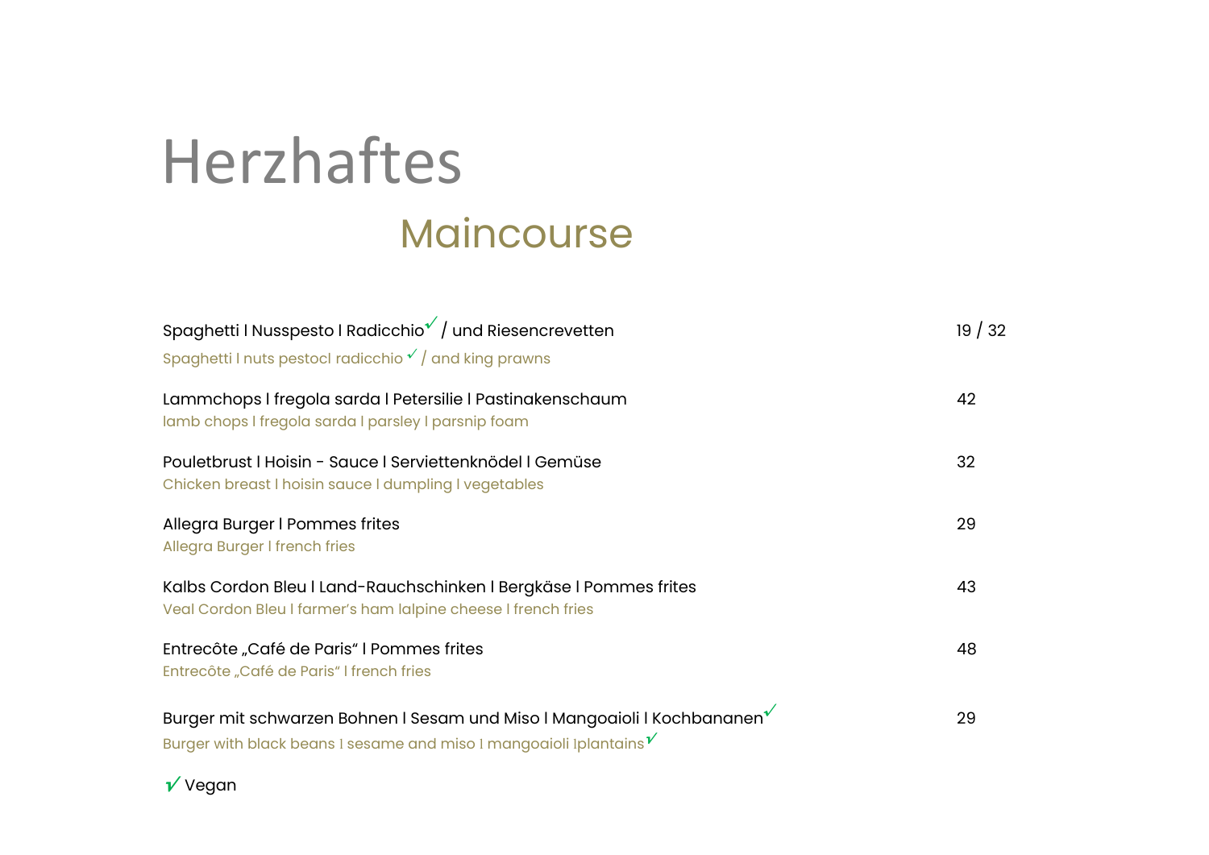# Herzhaftes

## Maincourse

Spaghetti l Nusspesto l Radicchio✓ / und Riesencrevetten — 19 / 32
Spaghetti l nuts pestocl radicchio ✓ / and king prawns

Lammchops l fregola sarda l Petersilie l Pastinakenschaum — 42
lamb chops l fregola sarda l parsley l parsnip foam

Pouletbrust l Hoisin - Sauce l Serviettenknödel l Gemüse — 32
Chicken breast l hoisin sauce l dumpling l vegetables

Allegra Burger l Pommes frites — 29
Allegra Burger l french fries

Kalbs Cordon Bleu l Land-Rauchschinken l Bergkäse l Pommes frites — 43
Veal Cordon Bleu l farmer's ham lalpine cheese l french fries

Entrecôte „Café de Paris" l Pommes frites — 48
Entrecôte „Café de Paris" l french fries

Burger mit schwarzen Bohnen l Sesam und Miso l Mangoaioli l Kochbananen✓ — 29
Burger with black beans l sesame and miso l mangoaioli lplantains✓

✓ Vegan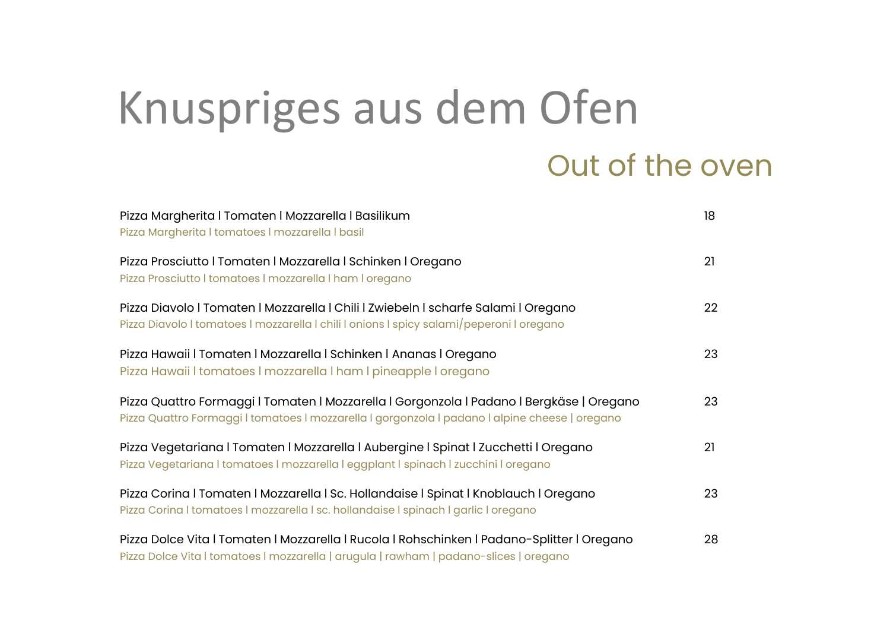# Knuspriges aus dem Ofen

## Out of the oven

Pizza Margherita l Tomaten l Mozzarella l Basilikum — 18
Pizza Margherita l tomatoes l mozzarella l basil

Pizza Prosciutto l Tomaten l Mozzarella l Schinken l Oregano — 21
Pizza Prosciutto l tomatoes l mozzarella l ham l oregano

Pizza Diavolo l Tomaten l Mozzarella l Chili l Zwiebeln l scharfe Salami l Oregano — 22
Pizza Diavolo l tomatoes l mozzarella l chili l onions l spicy salami/peperoni l oregano

Pizza Hawaii l Tomaten l Mozzarella l Schinken l Ananas l Oregano — 23
Pizza Hawaii l tomatoes l mozzarella l ham l pineapple l oregano

Pizza Quattro Formaggi l Tomaten l Mozzarella l Gorgonzola l Padano l Bergkäse | Oregano — 23
Pizza Quattro Formaggi l tomatoes l mozzarella l gorgonzola l padano l alpine cheese | oregano

Pizza Vegetariana l Tomaten l Mozzarella l Aubergine l Spinat l Zucchetti l Oregano — 21
Pizza Vegetariana l tomatoes l mozzarella l eggplant l spinach l zucchini l oregano

Pizza Corina l Tomaten l Mozzarella l Sc. Hollandaise l Spinat l Knoblauch l Oregano — 23
Pizza Corina l tomatoes l mozzarella l sc. hollandaise l spinach l garlic l oregano

Pizza Dolce Vita l Tomaten l Mozzarella l Rucola l Rohschinken l Padano-Splitter l Oregano — 28
Pizza Dolce Vita l tomatoes l mozzarella | arugula | rawham | padano-slices | oregano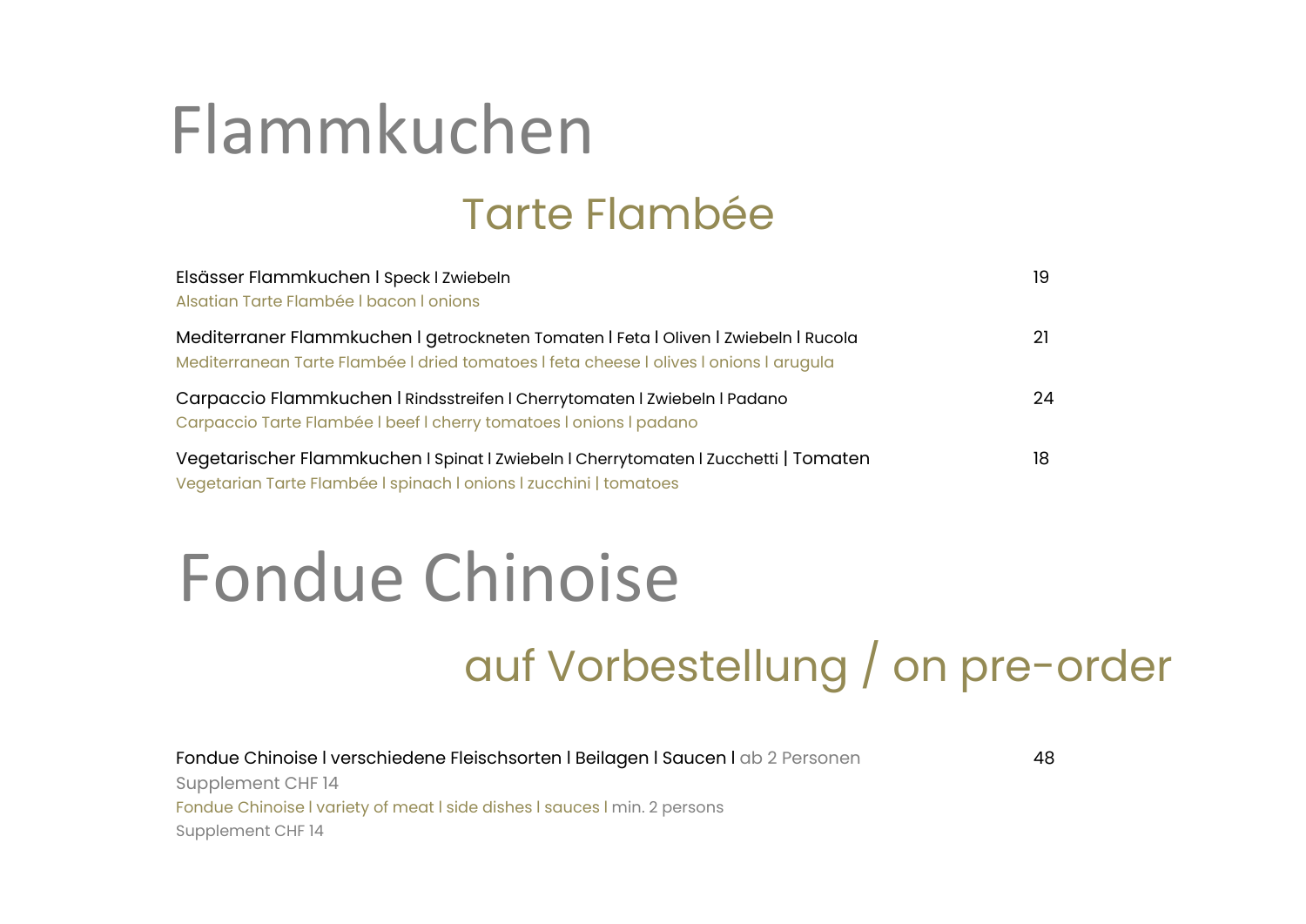# Flammkuchen

## Tarte Flambée

| | |
|---|---|
| Elsässer Flammkuchen l Speck l Zwiebeln<br>Alsatian Tarte Flambée l bacon l onions | 19 |
| Mediterraner Flammkuchen l getrockneten Tomaten l Feta l Oliven l Zwiebeln l Rucola<br>Mediterranean Tarte Flambée l dried tomatoes l feta cheese l olives l onions l arugula | 21 |
| Carpaccio Flammkuchen l Rindsstreifen l Cherrytomaten l Zwiebeln l Padano<br>Carpaccio Tarte Flambée l beef l cherry tomatoes l onions l padano | 24 |
| Vegetarischer Flammkuchen l Spinat l Zwiebeln l Cherrytomaten l Zucchetti \| Tomaten<br>Vegetarian Tarte Flambée l spinach l onions l zucchini \| tomatoes | 18 |

# Fondue Chinoise

## auf Vorbestellung / on pre-order

| | |
|---|---|
| Fondue Chinoise l verschiedene Fleischsorten l Beilagen l Saucen l ab 2 Personen<br>Supplement CHF 14<br>Fondue Chinoise l variety of meat l side dishes l sauces l min. 2 persons<br>Supplement CHF 14 | 48 |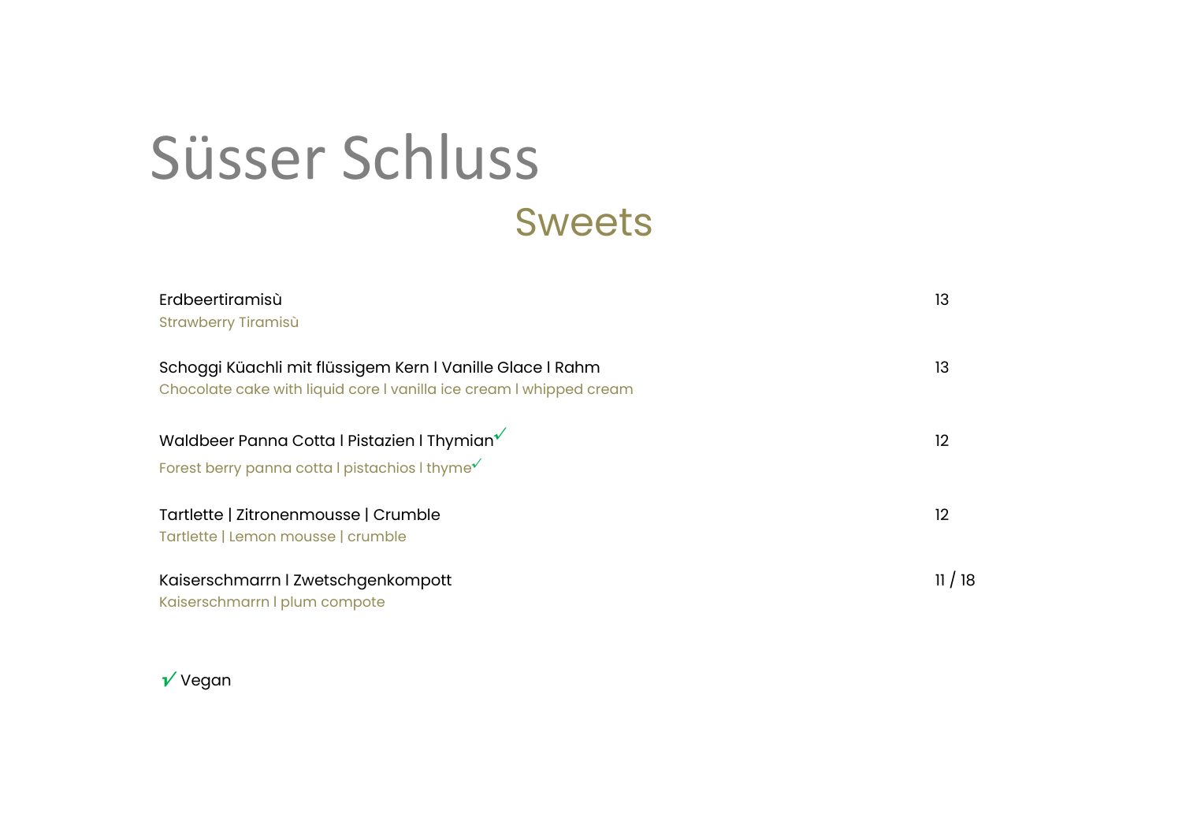# Süsser Schluss

## Sweets

| | |
|---|---|
| Erdbeertiramisù<br>Strawberry Tiramisù | 13 |
| Schoggi Küachli mit flüssigem Kern I Vanille Glace I Rahm<br>Chocolate cake with liquid core I vanilla ice cream I whipped cream | 13 |
| Waldbeer Panna Cotta I Pistazien I Thymian ✓<br>Forest berry panna cotta I pistachios I thyme ✓ | 12 |
| Tartlette \| Zitronenmousse \| Crumble<br>Tartlette \| Lemon mousse \| crumble | 12 |
| Kaiserschmarrn I Zwetschgenkompott<br>Kaiserschmarrn I plum compote | 11 / 18 |

✓ Vegan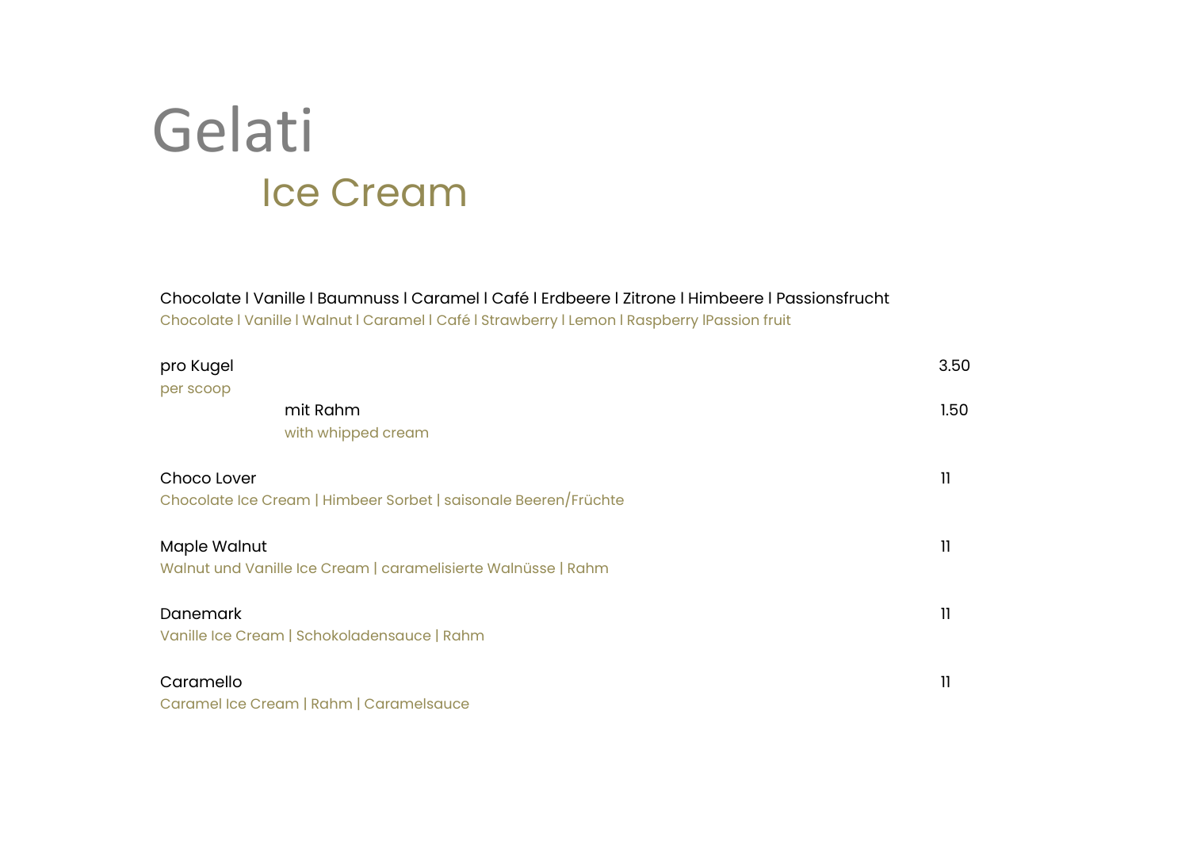# Gelati

## Ice Cream

Chocolate l Vanille l Baumnuss l Caramel l Café l Erdbeere l Zitrone l Himbeere l Passionsfrucht
Chocolate l Vanille l Walnut l Caramel l Café l Strawberry l Lemon l Raspberry lPassion fruit

pro Kugel — 3.50
per scoop

mit Rahm — 1.50
with whipped cream

Choco Lover — 11
Chocolate Ice Cream | Himbeer Sorbet | saisonale Beeren/Früchte

Maple Walnut — 11
Walnut und Vanille Ice Cream | caramelisierte Walnüsse | Rahm

Danemark — 11
Vanille Ice Cream | Schokoladensauce | Rahm

Caramello — 11
Caramel Ice Cream | Rahm | Caramelsauce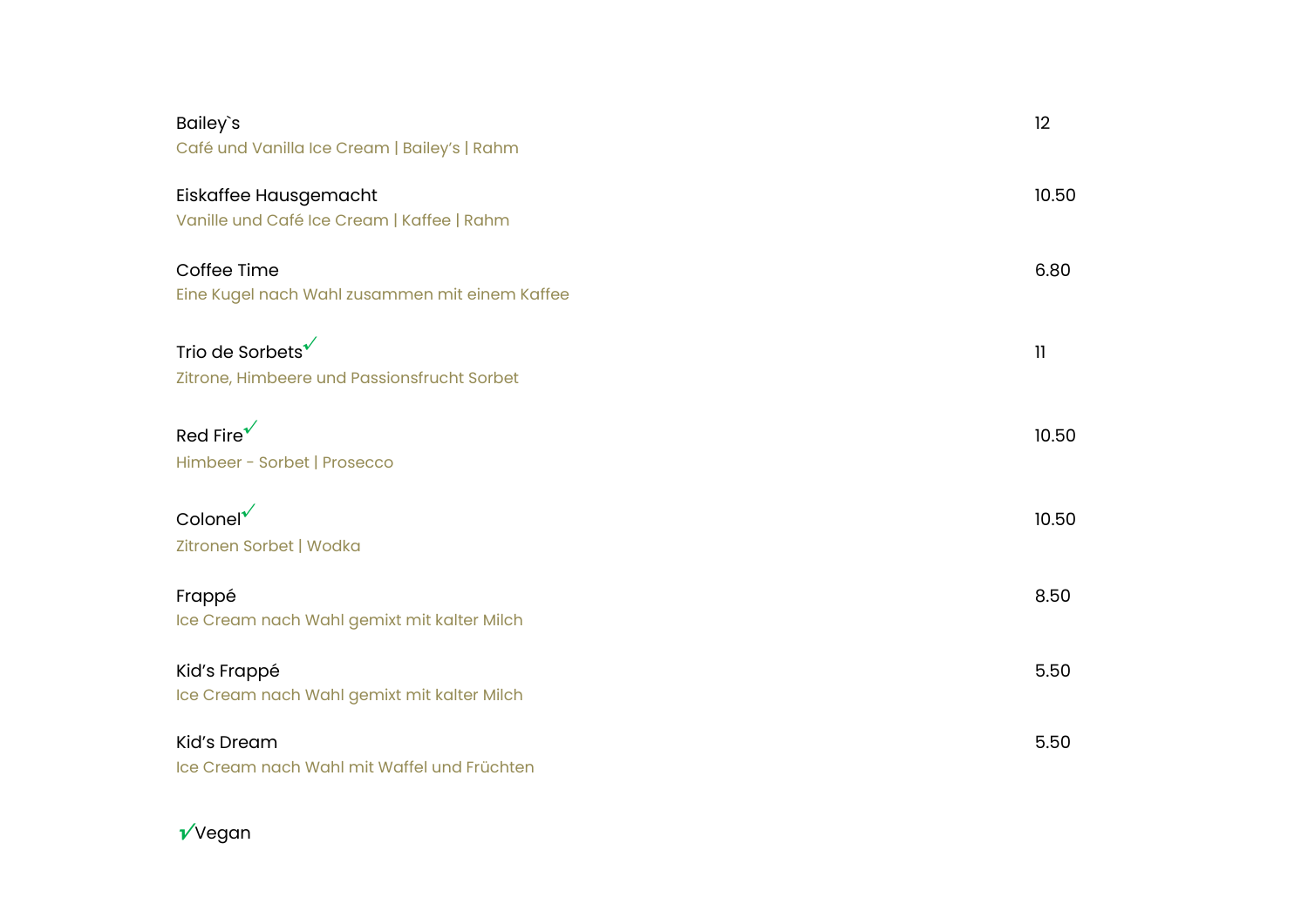**Bailey`s** — 12
Café und Vanilla Ice Cream | Bailey's | Rahm

**Eiskaffee Hausgemacht** — 10.50
Vanille und Café Ice Cream | Kaffee | Rahm

**Coffee Time** — 6.80
Eine Kugel nach Wahl zusammen mit einem Kaffee

**Trio de Sorbets**✓ — 11
Zitrone, Himbeere und Passionsfrucht Sorbet

**Red Fire**✓ — 10.50
Himbeer - Sorbet | Prosecco

**Colonel**✓ — 10.50
Zitronen Sorbet | Wodka

**Frappé** — 8.50
Ice Cream nach Wahl gemixt mit kalter Milch

**Kid's Frappé** — 5.50
Ice Cream nach Wahl gemixt mit kalter Milch

**Kid's Dream** — 5.50
Ice Cream nach Wahl mit Waffel und Früchten

✓Vegan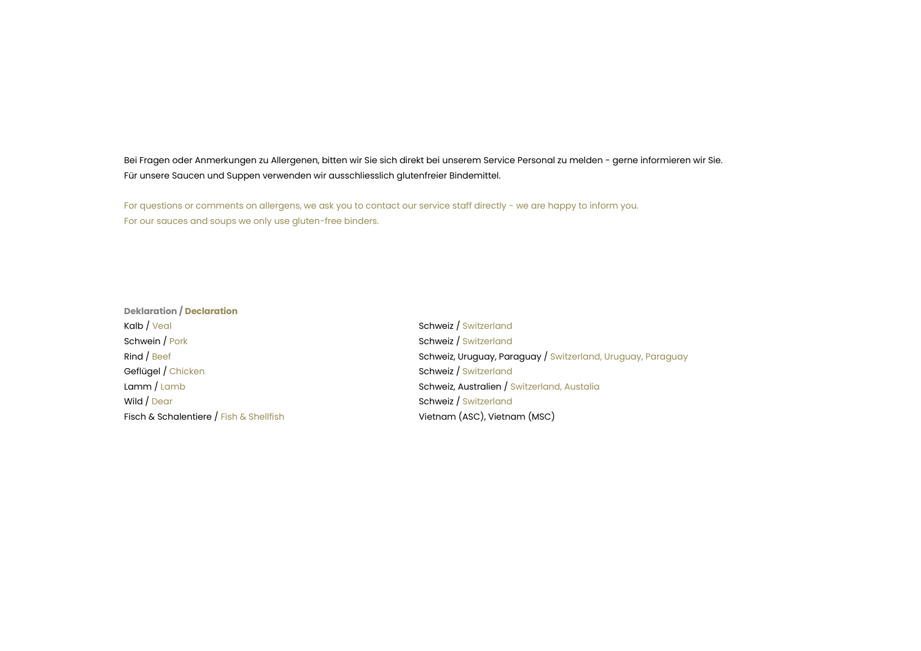Bei Fragen oder Anmerkungen zu Allergenen, bitten wir Sie sich direkt bei unserem Service Personal zu melden - gerne informieren wir Sie.
Für unsere Saucen und Suppen verwenden wir ausschliesslich glutenfreier Bindemittel.

For questions or comments on allergens, we ask you to contact our service staff directly - we are happy to inform you.
For our sauces and soups we only use gluten-free binders.

**Deklaration / Declaration**

| | |
|---|---|
| Kalb / Veal | Schweiz / Switzerland |
| Schwein / Pork | Schweiz / Switzerland |
| Rind / Beef | Schweiz, Uruguay, Paraguay / Switzerland, Uruguay, Paraguay |
| Geflügel / Chicken | Schweiz / Switzerland |
| Lamm / Lamb | Schweiz, Australien / Switzerland, Austalia |
| Wild / Dear | Schweiz / Switzerland |
| Fisch & Schalentiere / Fish & Shellfish | Vietnam (ASC), Vietnam (MSC) |